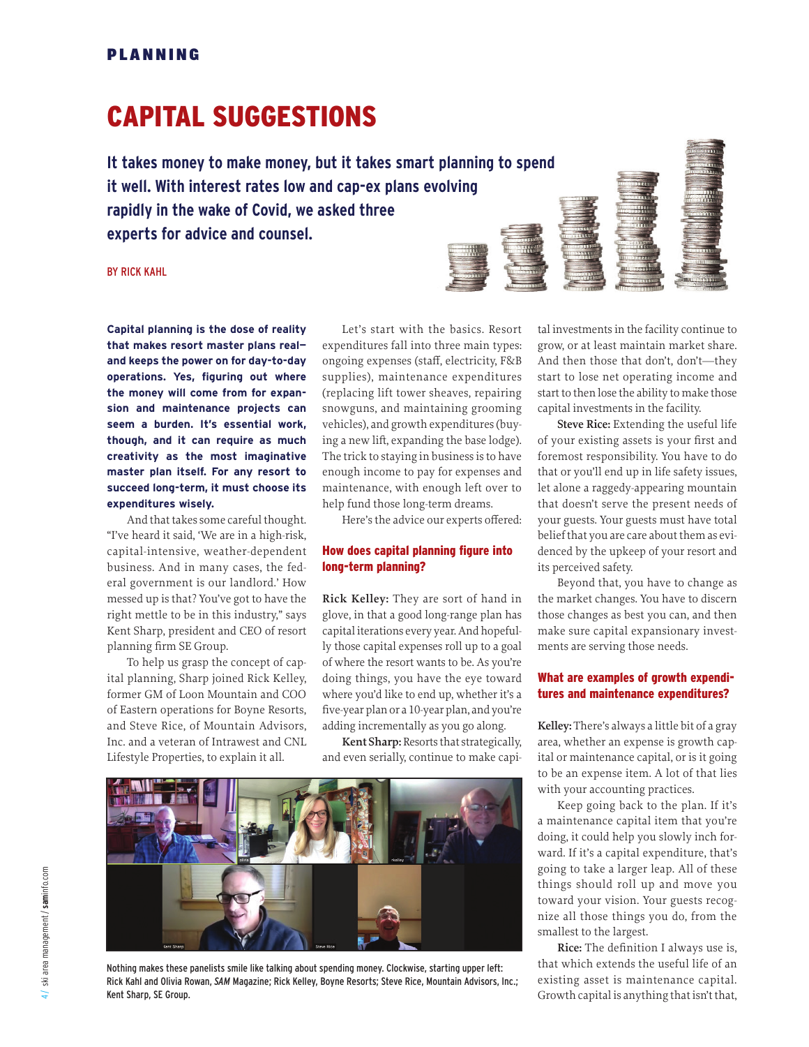PLANNING

# CAPITAL SUGGESTIONS

**It takes money to make money, but it takes smart planning to spend it well. With interest rates low and cap-ex plans evolving rapidly in the wake of Covid, we asked three experts for advice and counsel.**

BY RICK KAHL

**Capital planning is the dose of reality that makes resort master plans real—and keeps the power on for day-to-day operations. Yes, figuring out where the money will come from for expansion and maintenance projects can seem a burden. It's essential work, though, and it can require as much creativity as the most imaginative master plan itself. For any resort to succeed long-term, it must choose its expenditures wisely.**

And that takes some careful thought. "I've heard it said, 'We are in a high-risk, capital-intensive, weather-dependent business. And in many cases, the federal government is our landlord.' How messed up is that? You've got to have the right mettle to be in this industry," says Kent Sharp, president and CEO of resort planning firm SE Group.

To help us grasp the concept of capital planning, Sharp joined Rick Kelley, former GM of Loon Mountain and COO of Eastern operations for Boyne Resorts, and Steve Rice, of Mountain Advisors, Inc. and a veteran of Intrawest and CNL Lifestyle Properties, to explain it all.

Let's start with the basics. Resort expenditures fall into three main types: ongoing expenses (staff, electricity, F&B supplies), maintenance expenditures (replacing lift tower sheaves, repairing snowguns, and maintaining grooming vehicles), and growth expenditures (buying a new lift, expanding the base lodge). The trick to staying in business is to have enough income to pay for expenses and maintenance, with enough left over to help fund those long-term dreams.

Here's the advice our experts offered:

### How does capital planning figure into long-term planning?

**Rick Kelley:** They are sort of hand in glove, in that a good long-range plan has capital iterations every year. And hopefully those capital expenses roll up to a goal of where the resort wants to be. As you're doing things, you have the eye toward where you'd like to end up, whether it's a five-year plan or a 10-year plan, and you're adding incrementally as you go along.

**Kent Sharp:** Resorts that strategically, and even serially, continue to make capital investments in the facility continue to grow, or at least maintain market share. And then those that don't, don't—they start to lose net operating income and start to then lose the ability to make those capital investments in the facility.

**Steve Rice:** Extending the useful life of your existing assets is your first and foremost responsibility. You have to do that or you'll end up in life safety issues, let alone a raggedy-appearing mountain that doesn't serve the present needs of your guests. Your guests must have total belief that you are care about them as evidenced by the upkeep of your resort and its perceived safety.

Beyond that, you have to change as the market changes. You have to discern those changes as best you can, and then make sure capital expansionary investments are serving those needs.

Nothing makes these panelists smile like talking about spending money. Clockwise, starting upper left: Rick Kahl and Olivia Rowan, *SAM* Magazine; Rick Kelley, Boyne Resorts; Steve Rice, Mountain Advisors, Inc.; Kent Sharp, SE Group.

### What are examples of growth expenditures and maintenance expenditures?

**Kelley:** There's always a little bit of a gray area, whether an expense is growth capital or maintenance capital, or is it going to be an expense item. A lot of that lies with your accounting practices.

Keep going back to the plan. If it's a maintenance capital item that you're doing, it could help you slowly inch forward. If it's a capital expenditure, that's going to take a larger leap. All of these things should roll up and move you toward your vision. Your guests recognize all those things you do, from the smallest to the largest.

**Rice:** The definition I always use is, that which extends the useful life of an existing asset is maintenance capital. Growth capital is anything that isn't that,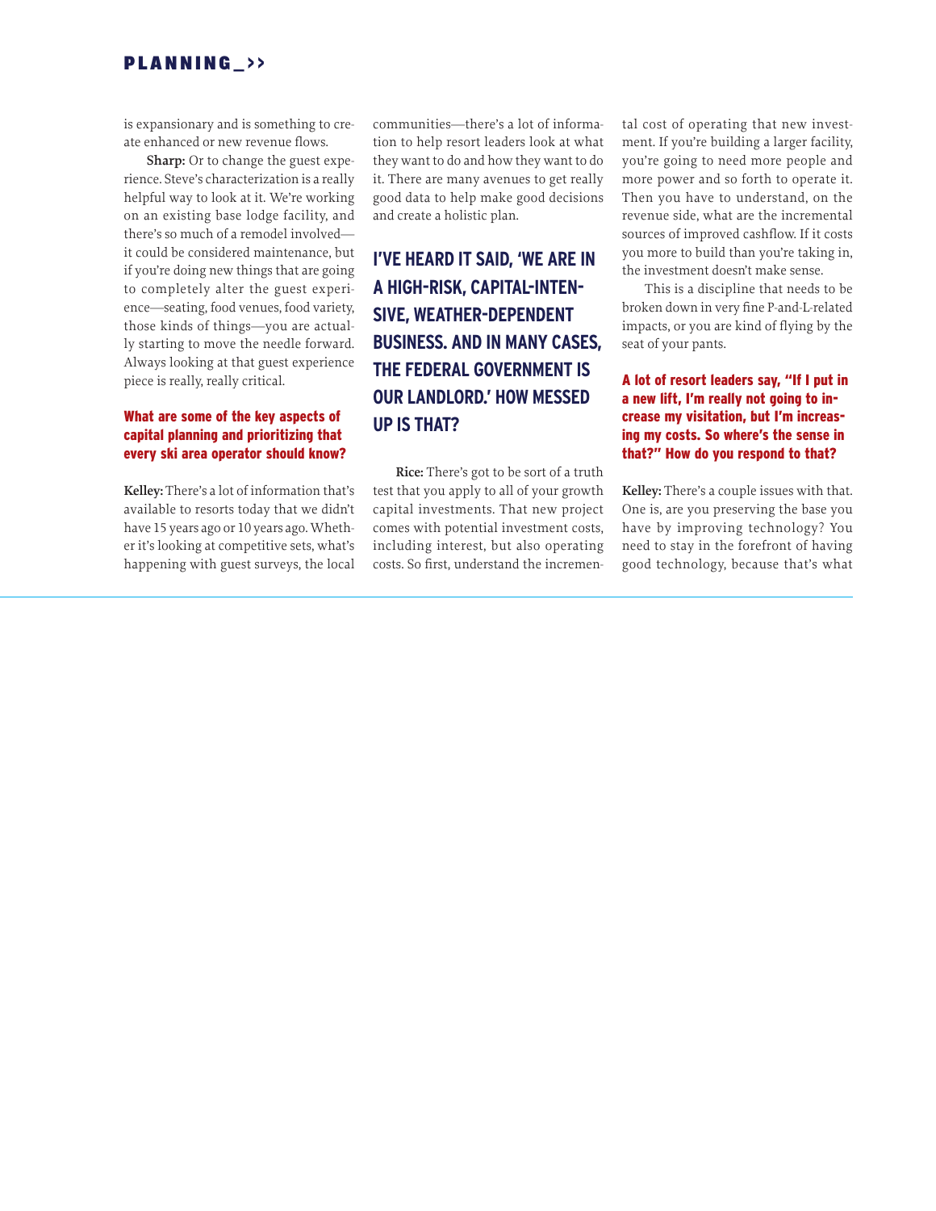is expansionary and is something to create enhanced or new revenue flows.

**Sharp:** Or to change the guest experience. Steve's characterization is a really helpful way to look at it. We're working on an existing base lodge facility, and there's so much of a remodel involved—it could be considered maintenance, but if you're doing new things that are going to completely alter the guest experience—seating, food venues, food variety, those kinds of things—you are actually starting to move the needle forward. Always looking at that guest experience piece is really, really critical.

**What are some of the key aspects of capital planning and prioritizing that every ski area operator should know?**

**Kelley:** There's a lot of information that's available to resorts today that we didn't have 15 years ago or 10 years ago. Whether it's looking at competitive sets, what's happening with guest surveys, the local communities—there's a lot of information to help resort leaders look at what they want to do and how they want to do it. There are many avenues to get really good data to help make good decisions and create a holistic plan.

## I'VE HEARD IT SAID, 'WE ARE IN A HIGH-RISK, CAPITAL-INTENSIVE, WEATHER-DEPENDENT BUSINESS. AND IN MANY CASES, THE FEDERAL GOVERNMENT IS OUR LANDLORD.' HOW MESSED UP IS THAT?

**Rice:** There's got to be sort of a truth test that you apply to all of your growth capital investments. That new project comes with potential investment costs, including interest, but also operating costs. So first, understand the incremental cost of operating that new investment. If you're building a larger facility, you're going to need more people and more power and so forth to operate it. Then you have to understand, on the revenue side, what are the incremental sources of improved cashflow. If it costs you more to build than you're taking in, the investment doesn't make sense.

This is a discipline that needs to be broken down in very fine P-and-L-related impacts, or you are kind of flying by the seat of your pants.

**A lot of resort leaders say, "If I put in a new lift, I'm really not going to increase my visitation, but I'm increasing my costs. So where's the sense in that?" How do you respond to that?**

**Kelley:** There's a couple issues with that. One is, are you preserving the base you have by improving technology? You need to stay in the forefront of having good technology, because that's what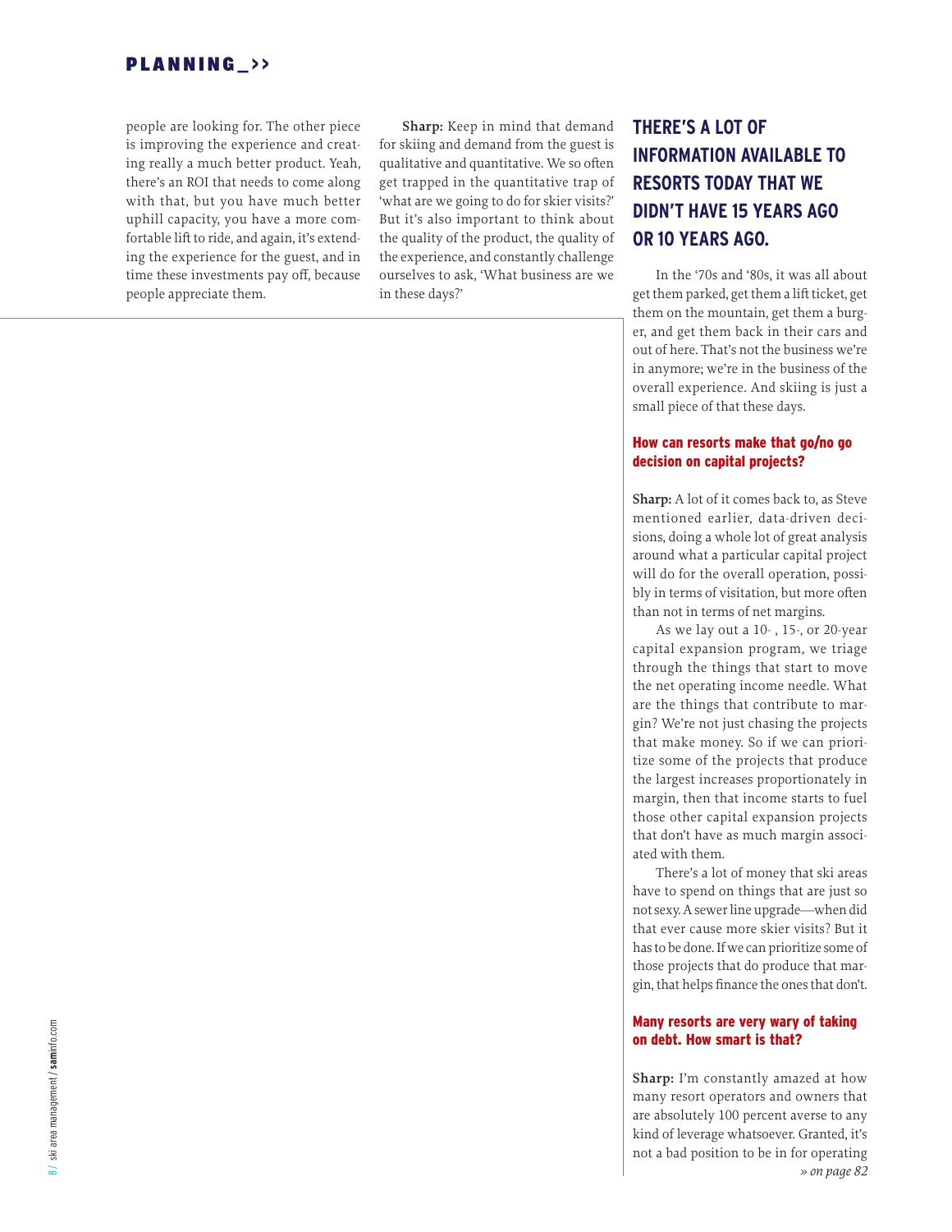people are looking for. The other piece is improving the experience and creating really a much better product. Yeah, there's an ROI that needs to come along with that, but you have much better uphill capacity, you have a more comfortable lift to ride, and again, it's extending the experience for the guest, and in time these investments pay off, because people appreciate them.

**Sharp:** Keep in mind that demand for skiing and demand from the guest is qualitative and quantitative. We so often get trapped in the quantitative trap of 'what are we going to do for skier visits?' But it's also important to think about the quality of the product, the quality of the experience, and constantly challenge ourselves to ask, 'What business are we in these days?'

## THERE'S A LOT OF INFORMATION AVAILABLE TO RESORTS TODAY THAT WE DIDN'T HAVE 15 YEARS AGO OR 10 YEARS AGO.

In the '70s and '80s, it was all about get them parked, get them a lift ticket, get them on the mountain, get them a burger, and get them back in their cars and out of here. That's not the business we're in anymore; we're in the business of the overall experience. And skiing is just a small piece of that these days.

### How can resorts make that go/no go decision on capital projects?

**Sharp:** A lot of it comes back to, as Steve mentioned earlier, data-driven decisions, doing a whole lot of great analysis around what a particular capital project will do for the overall operation, possibly in terms of visitation, but more often than not in terms of net margins.

As we lay out a 10- , 15-, or 20-year capital expansion program, we triage through the things that start to move the net operating income needle. What are the things that contribute to margin? We're not just chasing the projects that make money. So if we can prioritize some of the projects that produce the largest increases proportionately in margin, then that income starts to fuel those other capital expansion projects that don't have as much margin associated with them.

There's a lot of money that ski areas have to spend on things that are just so not sexy. A sewer line upgrade—when did that ever cause more skier visits? But it has to be done. If we can prioritize some of those projects that do produce that margin, that helps finance the ones that don't.

### Many resorts are very wary of taking on debt. How smart is that?

**Sharp:** I'm constantly amazed at how many resort operators and owners that are absolutely 100 percent averse to any kind of leverage whatsoever. Granted, it's not a bad position to be in for operating

*» on page 82*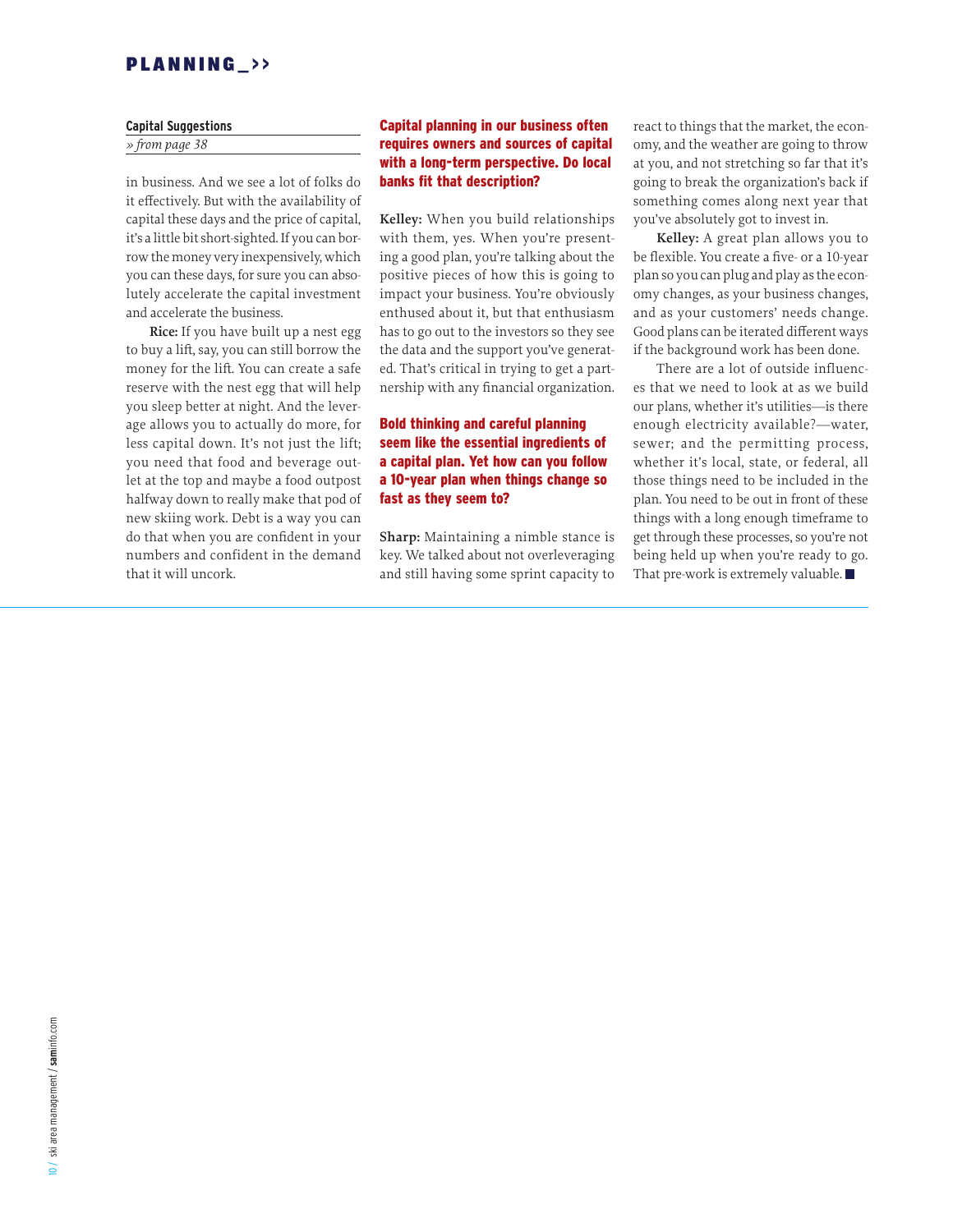**Capital Suggestions**

*» from page 38*

in business. And we see a lot of folks do it effectively. But with the availability of capital these days and the price of capital, it's a little bit short-sighted. If you can borrow the money very inexpensively, which you can these days, for sure you can absolutely accelerate the capital investment and accelerate the business.

**Rice:** If you have built up a nest egg to buy a lift, say, you can still borrow the money for the lift. You can create a safe reserve with the nest egg that will help you sleep better at night. And the leverage allows you to actually do more, for less capital down. It's not just the lift; you need that food and beverage outlet at the top and maybe a food outpost halfway down to really make that pod of new skiing work. Debt is a way you can do that when you are confident in your numbers and confident in the demand that it will uncork.

**Capital planning in our business often requires owners and sources of capital with a long-term perspective. Do local banks fit that description?**

**Kelley:** When you build relationships with them, yes. When you're presenting a good plan, you're talking about the positive pieces of how this is going to impact your business. You're obviously enthused about it, but that enthusiasm has to go out to the investors so they see the data and the support you've generated. That's critical in trying to get a partnership with any financial organization.

**Bold thinking and careful planning seem like the essential ingredients of a capital plan. Yet how can you follow a 10-year plan when things change so fast as they seem to?**

**Sharp:** Maintaining a nimble stance is key. We talked about not overleveraging and still having some sprint capacity to react to things that the market, the economy, and the weather are going to throw at you, and not stretching so far that it's going to break the organization's back if something comes along next year that you've absolutely got to invest in.

**Kelley:** A great plan allows you to be flexible. You create a five- or a 10-year plan so you can plug and play as the economy changes, as your business changes, and as your customers' needs change. Good plans can be iterated different ways if the background work has been done.

There are a lot of outside influences that we need to look at as we build our plans, whether it's utilities—is there enough electricity available?—water, sewer; and the permitting process, whether it's local, state, or federal, all those things need to be included in the plan. You need to be out in front of these things with a long enough timeframe to get through these processes, so you're not being held up when you're ready to go. That pre-work is extremely valuable. ■